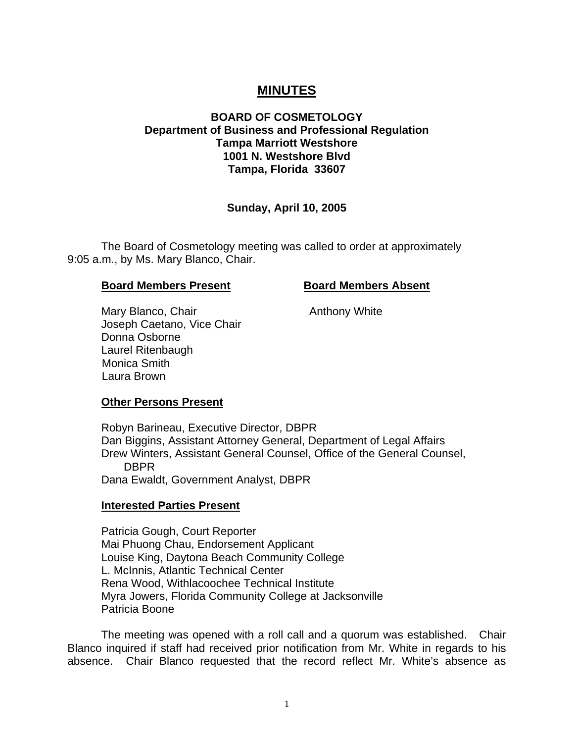# MINUTES

**BOARD OF COSMETOLOGY**
**Department of Business and Professional Regulation**
**Tampa Marriott Westshore**
**1001 N. Westshore Blvd**
**Tampa, Florida 33607**

**Sunday, April 10, 2005**

The Board of Cosmetology meeting was called to order at approximately 9:05 a.m., by Ms. Mary Blanco, Chair.

| **Board Members Present** | **Board Members Absent** |
|---|---|
| Mary Blanco, Chair | Anthony White |
| Joseph Caetano, Vice Chair | |
| Donna Osborne | |
| Laurel Ritenbaugh | |
| Monica Smith | |
| Laura Brown | |

**Other Persons Present**

Robyn Barineau, Executive Director, DBPR
Dan Biggins, Assistant Attorney General, Department of Legal Affairs
Drew Winters, Assistant General Counsel, Office of the General Counsel, DBPR
Dana Ewaldt, Government Analyst, DBPR

**Interested Parties Present**

Patricia Gough, Court Reporter
Mai Phuong Chau, Endorsement Applicant
Louise King, Daytona Beach Community College
L. McInnis, Atlantic Technical Center
Rena Wood, Withlacoochee Technical Institute
Myra Jowers, Florida Community College at Jacksonville
Patricia Boone

The meeting was opened with a roll call and a quorum was established. Chair Blanco inquired if staff had received prior notification from Mr. White in regards to his absence. Chair Blanco requested that the record reflect Mr. White's absence as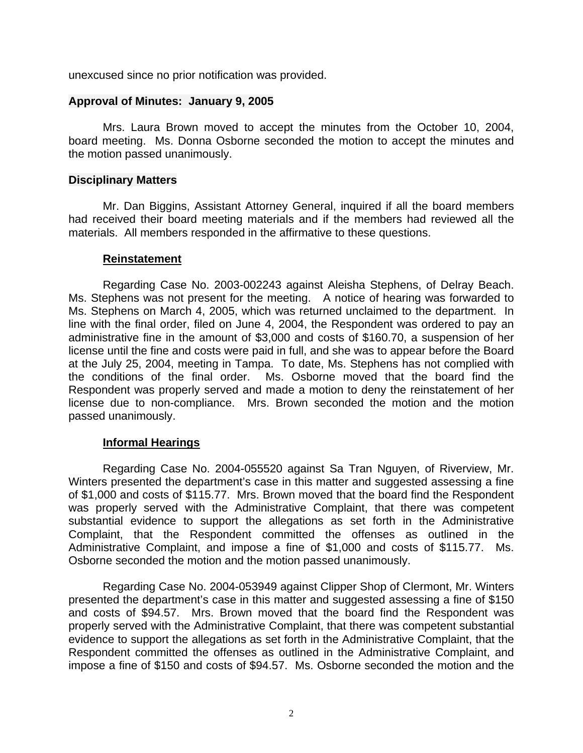unexcused since no prior notification was provided.

**Approval of Minutes: January 9, 2005**

Mrs. Laura Brown moved to accept the minutes from the October 10, 2004, board meeting. Ms. Donna Osborne seconded the motion to accept the minutes and the motion passed unanimously.

**Disciplinary Matters**

Mr. Dan Biggins, Assistant Attorney General, inquired if all the board members had received their board meeting materials and if the members had reviewed all the materials. All members responded in the affirmative to these questions.

**Reinstatement**

Regarding Case No. 2003-002243 against Aleisha Stephens, of Delray Beach. Ms. Stephens was not present for the meeting. A notice of hearing was forwarded to Ms. Stephens on March 4, 2005, which was returned unclaimed to the department. In line with the final order, filed on June 4, 2004, the Respondent was ordered to pay an administrative fine in the amount of $3,000 and costs of $160.70, a suspension of her license until the fine and costs were paid in full, and she was to appear before the Board at the July 25, 2004, meeting in Tampa. To date, Ms. Stephens has not complied with the conditions of the final order. Ms. Osborne moved that the board find the Respondent was properly served and made a motion to deny the reinstatement of her license due to non-compliance. Mrs. Brown seconded the motion and the motion passed unanimously.

**Informal Hearings**

Regarding Case No. 2004-055520 against Sa Tran Nguyen, of Riverview, Mr. Winters presented the department's case in this matter and suggested assessing a fine of $1,000 and costs of $115.77. Mrs. Brown moved that the board find the Respondent was properly served with the Administrative Complaint, that there was competent substantial evidence to support the allegations as set forth in the Administrative Complaint, that the Respondent committed the offenses as outlined in the Administrative Complaint, and impose a fine of $1,000 and costs of $115.77. Ms. Osborne seconded the motion and the motion passed unanimously.

Regarding Case No. 2004-053949 against Clipper Shop of Clermont, Mr. Winters presented the department's case in this matter and suggested assessing a fine of $150 and costs of $94.57. Mrs. Brown moved that the board find the Respondent was properly served with the Administrative Complaint, that there was competent substantial evidence to support the allegations as set forth in the Administrative Complaint, that the Respondent committed the offenses as outlined in the Administrative Complaint, and impose a fine of $150 and costs of $94.57. Ms. Osborne seconded the motion and the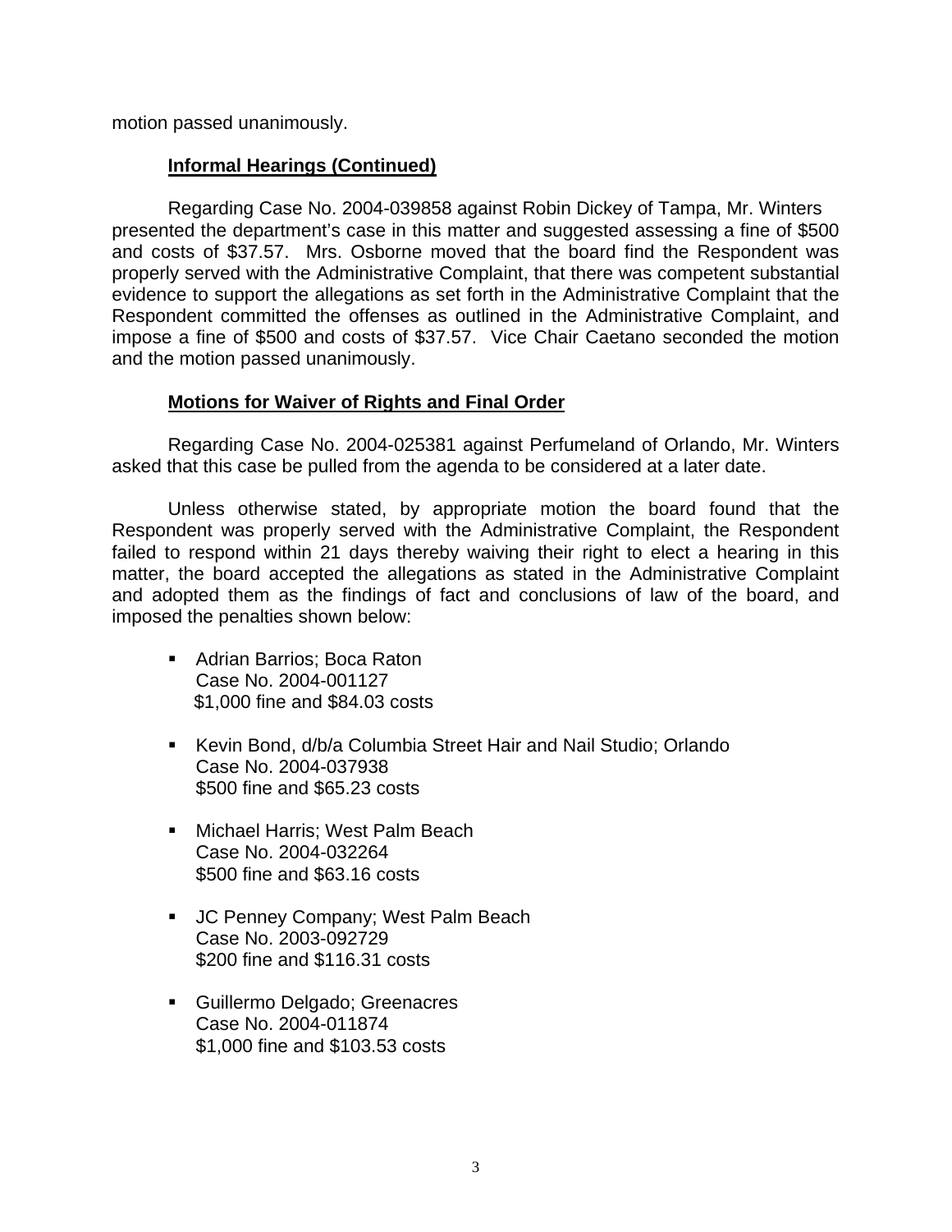motion passed unanimously.

**Informal Hearings (Continued)**

Regarding Case No. 2004-039858 against Robin Dickey of Tampa, Mr. Winters presented the department's case in this matter and suggested assessing a fine of $500 and costs of $37.57. Mrs. Osborne moved that the board find the Respondent was properly served with the Administrative Complaint, that there was competent substantial evidence to support the allegations as set forth in the Administrative Complaint that the Respondent committed the offenses as outlined in the Administrative Complaint, and impose a fine of $500 and costs of $37.57. Vice Chair Caetano seconded the motion and the motion passed unanimously.

**Motions for Waiver of Rights and Final Order**

Regarding Case No. 2004-025381 against Perfumeland of Orlando, Mr. Winters asked that this case be pulled from the agenda to be considered at a later date.

Unless otherwise stated, by appropriate motion the board found that the Respondent was properly served with the Administrative Complaint, the Respondent failed to respond within 21 days thereby waiving their right to elect a hearing in this matter, the board accepted the allegations as stated in the Administrative Complaint and adopted them as the findings of fact and conclusions of law of the board, and imposed the penalties shown below:

- Adrian Barrios; Boca Raton
  Case No. 2004-001127
  $1,000 fine and $84.03 costs

- Kevin Bond, d/b/a Columbia Street Hair and Nail Studio; Orlando
  Case No. 2004-037938
  $500 fine and $65.23 costs

- Michael Harris; West Palm Beach
  Case No. 2004-032264
  $500 fine and $63.16 costs

- JC Penney Company; West Palm Beach
  Case No. 2003-092729
  $200 fine and $116.31 costs

- Guillermo Delgado; Greenacres
  Case No. 2004-011874
  $1,000 fine and $103.53 costs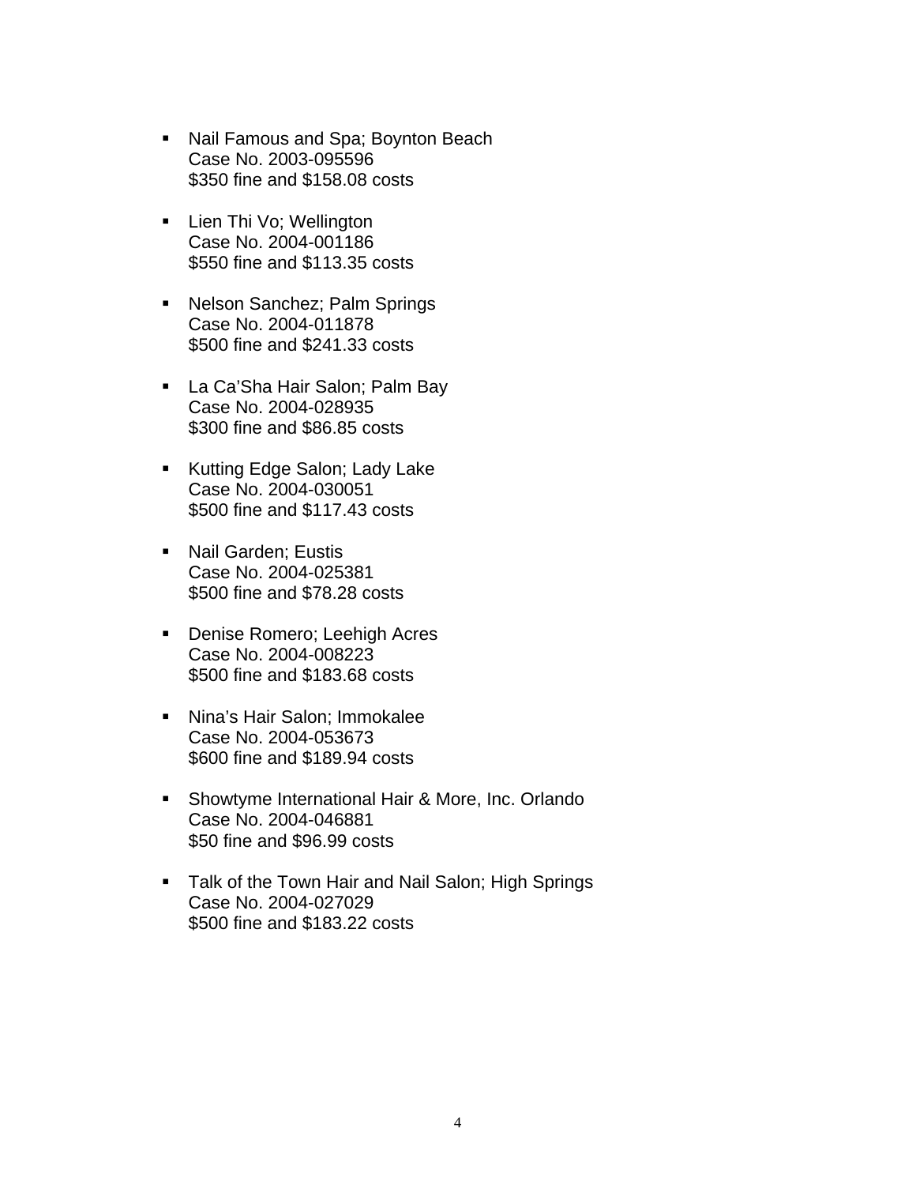- Nail Famous and Spa; Boynton Beach
  Case No. 2003-095596
  $350 fine and $158.08 costs

- Lien Thi Vo; Wellington
  Case No. 2004-001186
  $550 fine and $113.35 costs

- Nelson Sanchez; Palm Springs
  Case No. 2004-011878
  $500 fine and $241.33 costs

- La Ca'Sha Hair Salon; Palm Bay
  Case No. 2004-028935
  $300 fine and $86.85 costs

- Kutting Edge Salon; Lady Lake
  Case No. 2004-030051
  $500 fine and $117.43 costs

- Nail Garden; Eustis
  Case No. 2004-025381
  $500 fine and $78.28 costs

- Denise Romero; Leehigh Acres
  Case No. 2004-008223
  $500 fine and $183.68 costs

- Nina's Hair Salon; Immokalee
  Case No. 2004-053673
  $600 fine and $189.94 costs

- Showtyme International Hair & More, Inc. Orlando
  Case No. 2004-046881
  $50 fine and $96.99 costs

- Talk of the Town Hair and Nail Salon; High Springs
  Case No. 2004-027029
  $500 fine and $183.22 costs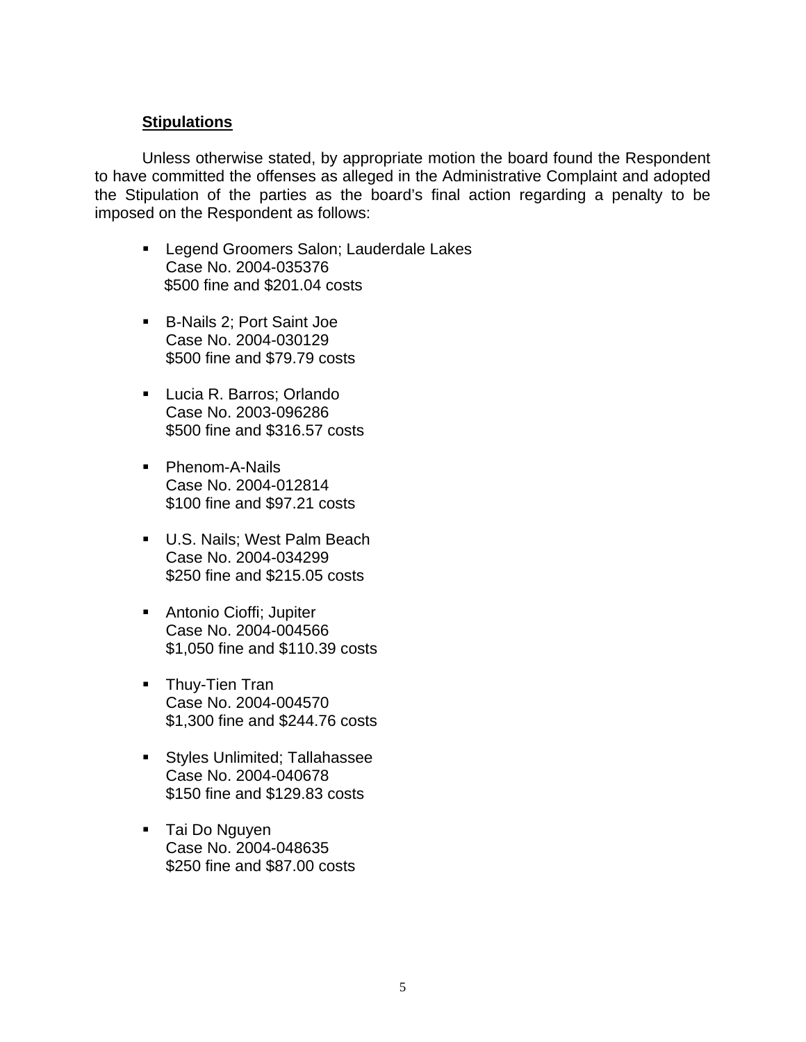**Stipulations**

Unless otherwise stated, by appropriate motion the board found the Respondent to have committed the offenses as alleged in the Administrative Complaint and adopted the Stipulation of the parties as the board's final action regarding a penalty to be imposed on the Respondent as follows:

- Legend Groomers Salon; Lauderdale Lakes
  Case No. 2004-035376
  $500 fine and $201.04 costs

- B-Nails 2; Port Saint Joe
  Case No. 2004-030129
  $500 fine and $79.79 costs

- Lucia R. Barros; Orlando
  Case No. 2003-096286
  $500 fine and $316.57 costs

- Phenom-A-Nails
  Case No. 2004-012814
  $100 fine and $97.21 costs

- U.S. Nails; West Palm Beach
  Case No. 2004-034299
  $250 fine and $215.05 costs

- Antonio Cioffi; Jupiter
  Case No. 2004-004566
  $1,050 fine and $110.39 costs

- Thuy-Tien Tran
  Case No. 2004-004570
  $1,300 fine and $244.76 costs

- Styles Unlimited; Tallahassee
  Case No. 2004-040678
  $150 fine and $129.83 costs

- Tai Do Nguyen
  Case No. 2004-048635
  $250 fine and $87.00 costs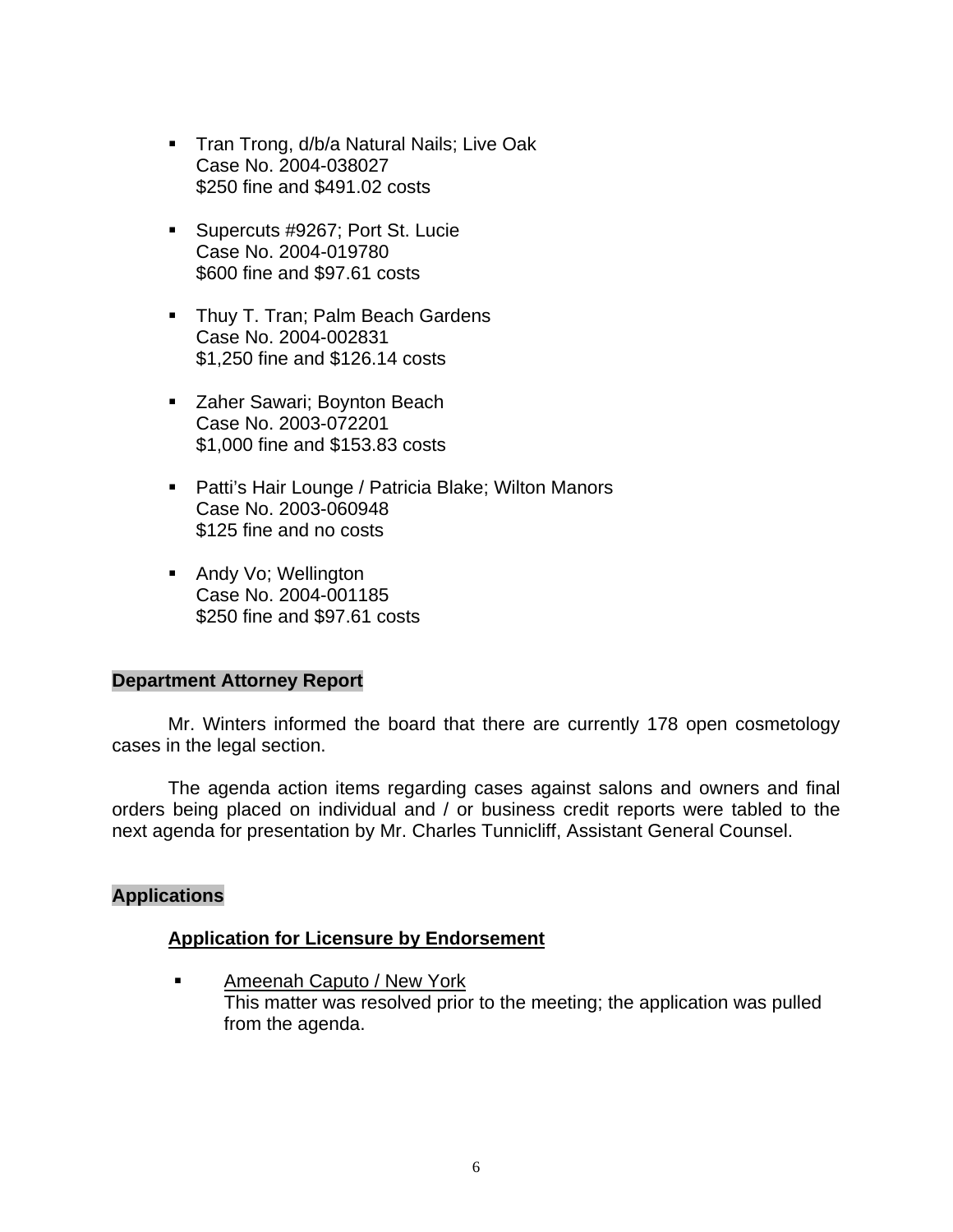- Tran Trong, d/b/a Natural Nails; Live Oak
  Case No. 2004-038027
  $250 fine and $491.02 costs

- Supercuts #9267; Port St. Lucie
  Case No. 2004-019780
  $600 fine and $97.61 costs

- Thuy T. Tran; Palm Beach Gardens
  Case No. 2004-002831
  $1,250 fine and $126.14 costs

- Zaher Sawari; Boynton Beach
  Case No. 2003-072201
  $1,000 fine and $153.83 costs

- Patti's Hair Lounge / Patricia Blake; Wilton Manors
  Case No. 2003-060948
  $125 fine and no costs

- Andy Vo; Wellington
  Case No. 2004-001185
  $250 fine and $97.61 costs

**Department Attorney Report**

Mr. Winters informed the board that there are currently 178 open cosmetology cases in the legal section.

The agenda action items regarding cases against salons and owners and final orders being placed on individual and / or business credit reports were tabled to the next agenda for presentation by Mr. Charles Tunnicliff, Assistant General Counsel.

**Applications**

**Application for Licensure by Endorsement**

- Ameenah Caputo / New York
  This matter was resolved prior to the meeting; the application was pulled from the agenda.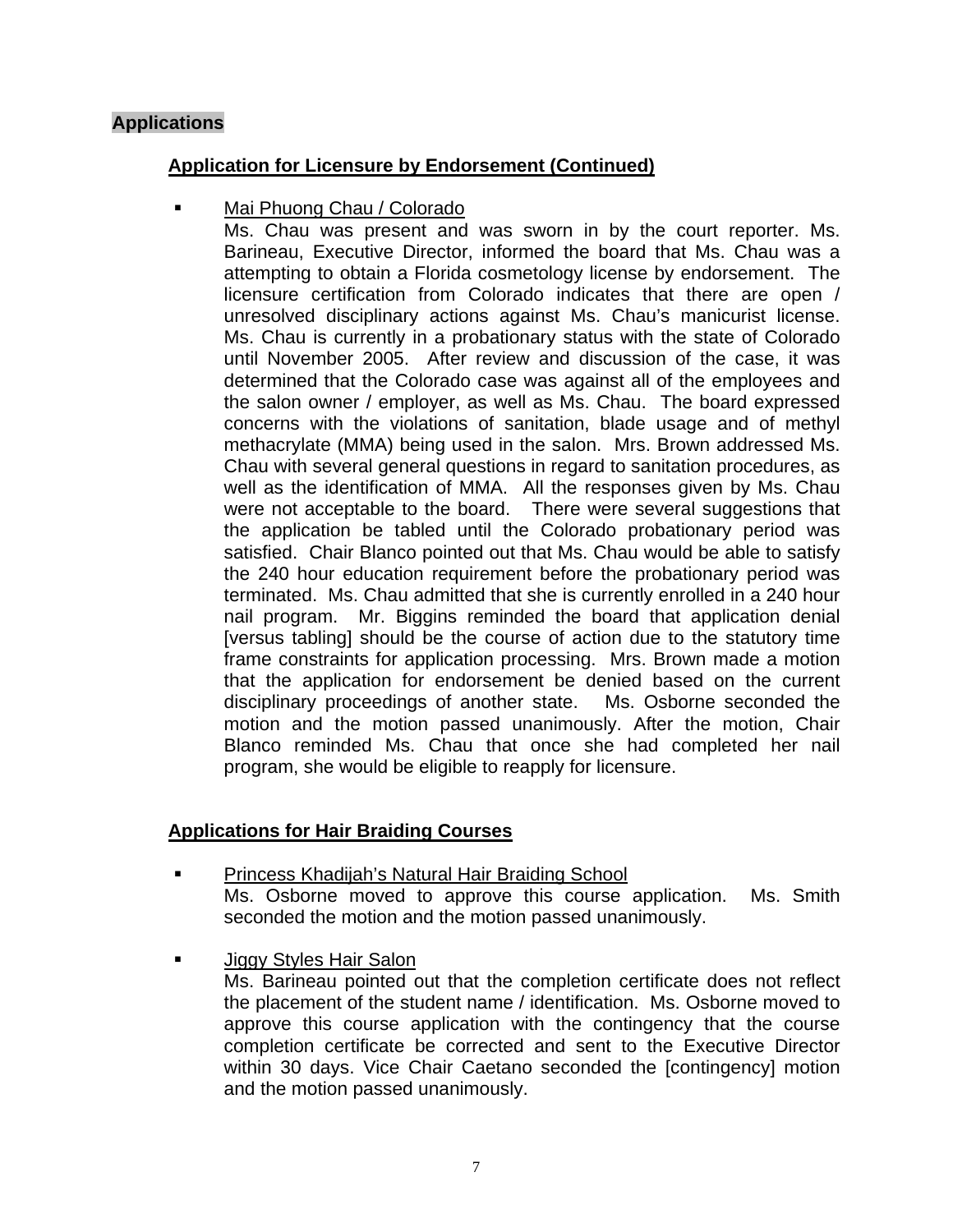## Applications

### Application for Licensure by Endorsement (Continued)

- Mai Phuong Chau / Colorado
  Ms. Chau was present and was sworn in by the court reporter. Ms. Barineau, Executive Director, informed the board that Ms. Chau was a attempting to obtain a Florida cosmetology license by endorsement. The licensure certification from Colorado indicates that there are open / unresolved disciplinary actions against Ms. Chau's manicurist license. Ms. Chau is currently in a probationary status with the state of Colorado until November 2005. After review and discussion of the case, it was determined that the Colorado case was against all of the employees and the salon owner / employer, as well as Ms. Chau. The board expressed concerns with the violations of sanitation, blade usage and of methyl methacrylate (MMA) being used in the salon. Mrs. Brown addressed Ms. Chau with several general questions in regard to sanitation procedures, as well as the identification of MMA. All the responses given by Ms. Chau were not acceptable to the board. There were several suggestions that the application be tabled until the Colorado probationary period was satisfied. Chair Blanco pointed out that Ms. Chau would be able to satisfy the 240 hour education requirement before the probationary period was terminated. Ms. Chau admitted that she is currently enrolled in a 240 hour nail program. Mr. Biggins reminded the board that application denial [versus tabling] should be the course of action due to the statutory time frame constraints for application processing. Mrs. Brown made a motion that the application for endorsement be denied based on the current disciplinary proceedings of another state. Ms. Osborne seconded the motion and the motion passed unanimously. After the motion, Chair Blanco reminded Ms. Chau that once she had completed her nail program, she would be eligible to reapply for licensure.

### Applications for Hair Braiding Courses

- Princess Khadijah's Natural Hair Braiding School
  Ms. Osborne moved to approve this course application. Ms. Smith seconded the motion and the motion passed unanimously.

- Jiggy Styles Hair Salon
  Ms. Barineau pointed out that the completion certificate does not reflect the placement of the student name / identification. Ms. Osborne moved to approve this course application with the contingency that the course completion certificate be corrected and sent to the Executive Director within 30 days. Vice Chair Caetano seconded the [contingency] motion and the motion passed unanimously.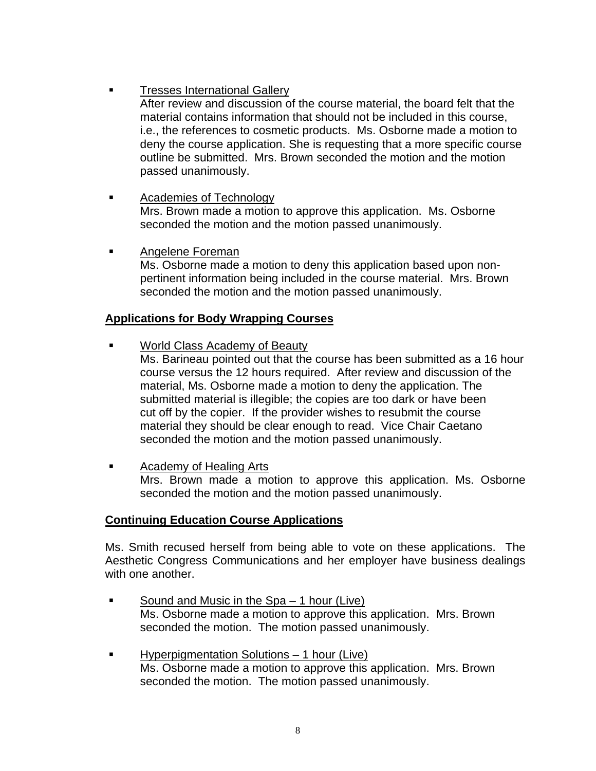- <u>Tresses International Gallery</u>
  After review and discussion of the course material, the board felt that the material contains information that should not be included in this course, i.e., the references to cosmetic products. Ms. Osborne made a motion to deny the course application. She is requesting that a more specific course outline be submitted. Mrs. Brown seconded the motion and the motion passed unanimously.

- <u>Academies of Technology</u>
  Mrs. Brown made a motion to approve this application. Ms. Osborne seconded the motion and the motion passed unanimously.

- <u>Angelene Foreman</u>
  Ms. Osborne made a motion to deny this application based upon non-pertinent information being included in the course material. Mrs. Brown seconded the motion and the motion passed unanimously.

**<u>Applications for Body Wrapping Courses</u>**

- <u>World Class Academy of Beauty</u>
  Ms. Barineau pointed out that the course has been submitted as a 16 hour course versus the 12 hours required. After review and discussion of the material, Ms. Osborne made a motion to deny the application. The submitted material is illegible; the copies are too dark or have been cut off by the copier. If the provider wishes to resubmit the course material they should be clear enough to read. Vice Chair Caetano seconded the motion and the motion passed unanimously.

- <u>Academy of Healing Arts</u>
  Mrs. Brown made a motion to approve this application. Ms. Osborne seconded the motion and the motion passed unanimously.

**<u>Continuing Education Course Applications</u>**

Ms. Smith recused herself from being able to vote on these applications. The Aesthetic Congress Communications and her employer have business dealings with one another.

- <u>Sound and Music in the Spa – 1 hour (Live)</u>
  Ms. Osborne made a motion to approve this application. Mrs. Brown seconded the motion. The motion passed unanimously.

- <u>Hyperpigmentation Solutions – 1 hour (Live)</u>
  Ms. Osborne made a motion to approve this application. Mrs. Brown seconded the motion. The motion passed unanimously.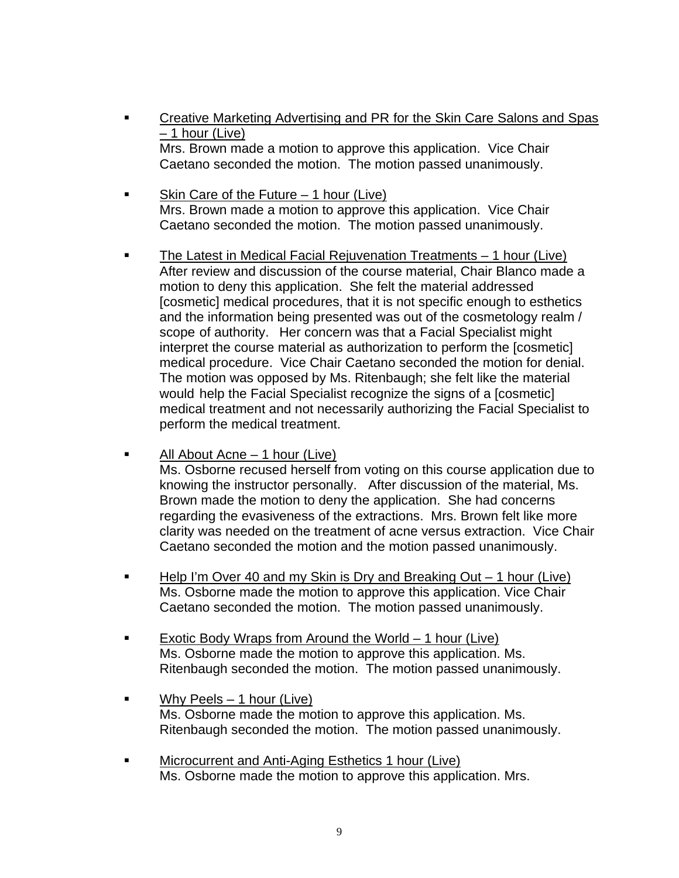- <u>Creative Marketing Advertising and PR for the Skin Care Salons and Spas – 1 hour (Live)</u>
  Mrs. Brown made a motion to approve this application. Vice Chair Caetano seconded the motion. The motion passed unanimously.

- <u>Skin Care of the Future – 1 hour (Live)</u>
  Mrs. Brown made a motion to approve this application. Vice Chair Caetano seconded the motion. The motion passed unanimously.

- <u>The Latest in Medical Facial Rejuvenation Treatments – 1 hour (Live)</u>
  After review and discussion of the course material, Chair Blanco made a motion to deny this application. She felt the material addressed [cosmetic] medical procedures, that it is not specific enough to esthetics and the information being presented was out of the cosmetology realm / scope of authority. Her concern was that a Facial Specialist might interpret the course material as authorization to perform the [cosmetic] medical procedure. Vice Chair Caetano seconded the motion for denial. The motion was opposed by Ms. Ritenbaugh; she felt like the material would help the Facial Specialist recognize the signs of a [cosmetic] medical treatment and not necessarily authorizing the Facial Specialist to perform the medical treatment.

- <u>All About Acne – 1 hour (Live)</u>
  Ms. Osborne recused herself from voting on this course application due to knowing the instructor personally. After discussion of the material, Ms. Brown made the motion to deny the application. She had concerns regarding the evasiveness of the extractions. Mrs. Brown felt like more clarity was needed on the treatment of acne versus extraction. Vice Chair Caetano seconded the motion and the motion passed unanimously.

- <u>Help I'm Over 40 and my Skin is Dry and Breaking Out – 1 hour (Live)</u>
  Ms. Osborne made the motion to approve this application. Vice Chair Caetano seconded the motion. The motion passed unanimously.

- <u>Exotic Body Wraps from Around the World – 1 hour (Live)</u>
  Ms. Osborne made the motion to approve this application. Ms. Ritenbaugh seconded the motion. The motion passed unanimously.

- <u>Why Peels – 1 hour (Live)</u>
  Ms. Osborne made the motion to approve this application. Ms. Ritenbaugh seconded the motion. The motion passed unanimously.

- <u>Microcurrent and Anti-Aging Esthetics 1 hour (Live)</u>
  Ms. Osborne made the motion to approve this application. Mrs.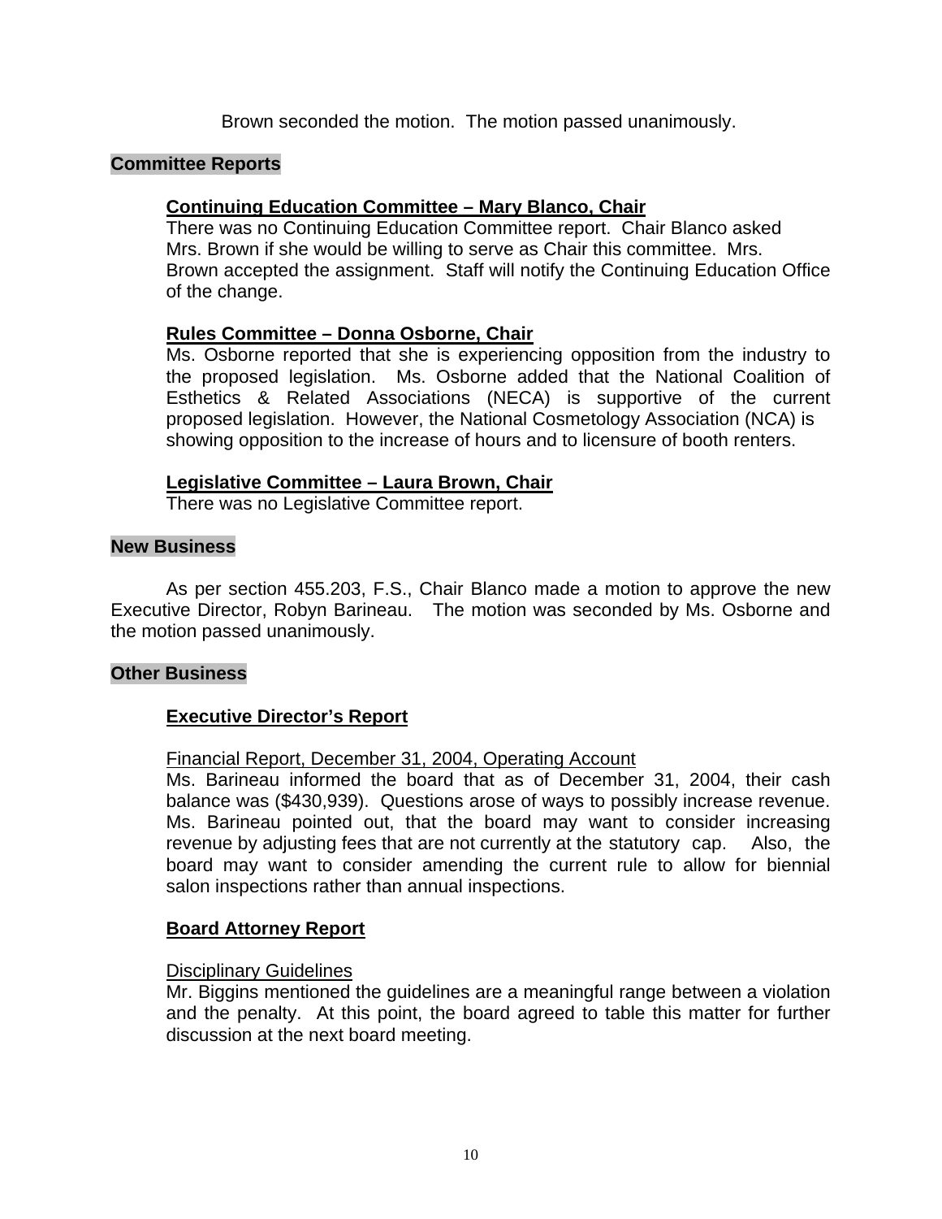Brown seconded the motion. The motion passed unanimously.

## Committee Reports

### Continuing Education Committee – Mary Blanco, Chair

There was no Continuing Education Committee report. Chair Blanco asked Mrs. Brown if she would be willing to serve as Chair this committee. Mrs. Brown accepted the assignment. Staff will notify the Continuing Education Office of the change.

### Rules Committee – Donna Osborne, Chair

Ms. Osborne reported that she is experiencing opposition from the industry to the proposed legislation. Ms. Osborne added that the National Coalition of Esthetics & Related Associations (NECA) is supportive of the current proposed legislation. However, the National Cosmetology Association (NCA) is showing opposition to the increase of hours and to licensure of booth renters.

### Legislative Committee – Laura Brown, Chair

There was no Legislative Committee report.

## New Business

As per section 455.203, F.S., Chair Blanco made a motion to approve the new Executive Director, Robyn Barineau. The motion was seconded by Ms. Osborne and the motion passed unanimously.

## Other Business

### Executive Director's Report

Financial Report, December 31, 2004, Operating Account

Ms. Barineau informed the board that as of December 31, 2004, their cash balance was ($430,939). Questions arose of ways to possibly increase revenue. Ms. Barineau pointed out, that the board may want to consider increasing revenue by adjusting fees that are not currently at the statutory cap. Also, the board may want to consider amending the current rule to allow for biennial salon inspections rather than annual inspections.

### Board Attorney Report

Disciplinary Guidelines

Mr. Biggins mentioned the guidelines are a meaningful range between a violation and the penalty. At this point, the board agreed to table this matter for further discussion at the next board meeting.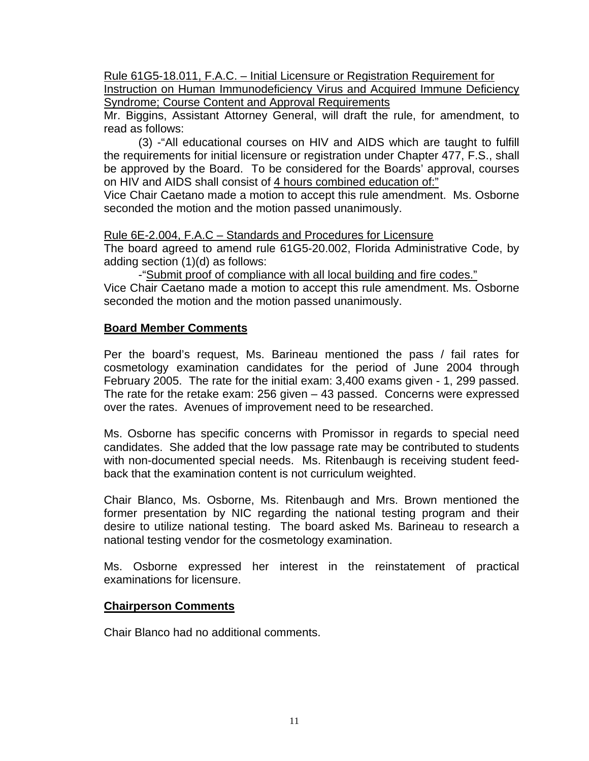Rule 61G5-18.011, F.A.C. – Initial Licensure or Registration Requirement for Instruction on Human Immunodeficiency Virus and Acquired Immune Deficiency Syndrome; Course Content and Approval Requirements

Mr. Biggins, Assistant Attorney General, will draft the rule, for amendment, to read as follows:

(3) -"All educational courses on HIV and AIDS which are taught to fulfill the requirements for initial licensure or registration under Chapter 477, F.S., shall be approved by the Board. To be considered for the Boards' approval, courses on HIV and AIDS shall consist of 4 hours combined education of:"

Vice Chair Caetano made a motion to accept this rule amendment. Ms. Osborne seconded the motion and the motion passed unanimously.

Rule 6E-2.004, F.A.C – Standards and Procedures for Licensure

The board agreed to amend rule 61G5-20.002, Florida Administrative Code, by adding section (1)(d) as follows:

-"Submit proof of compliance with all local building and fire codes."

Vice Chair Caetano made a motion to accept this rule amendment. Ms. Osborne seconded the motion and the motion passed unanimously.

## Board Member Comments

Per the board's request, Ms. Barineau mentioned the pass / fail rates for cosmetology examination candidates for the period of June 2004 through February 2005. The rate for the initial exam: 3,400 exams given - 1, 299 passed. The rate for the retake exam: 256 given – 43 passed. Concerns were expressed over the rates. Avenues of improvement need to be researched.

Ms. Osborne has specific concerns with Promissor in regards to special need candidates. She added that the low passage rate may be contributed to students with non-documented special needs. Ms. Ritenbaugh is receiving student feed-back that the examination content is not curriculum weighted.

Chair Blanco, Ms. Osborne, Ms. Ritenbaugh and Mrs. Brown mentioned the former presentation by NIC regarding the national testing program and their desire to utilize national testing. The board asked Ms. Barineau to research a national testing vendor for the cosmetology examination.

Ms. Osborne expressed her interest in the reinstatement of practical examinations for licensure.

## Chairperson Comments

Chair Blanco had no additional comments.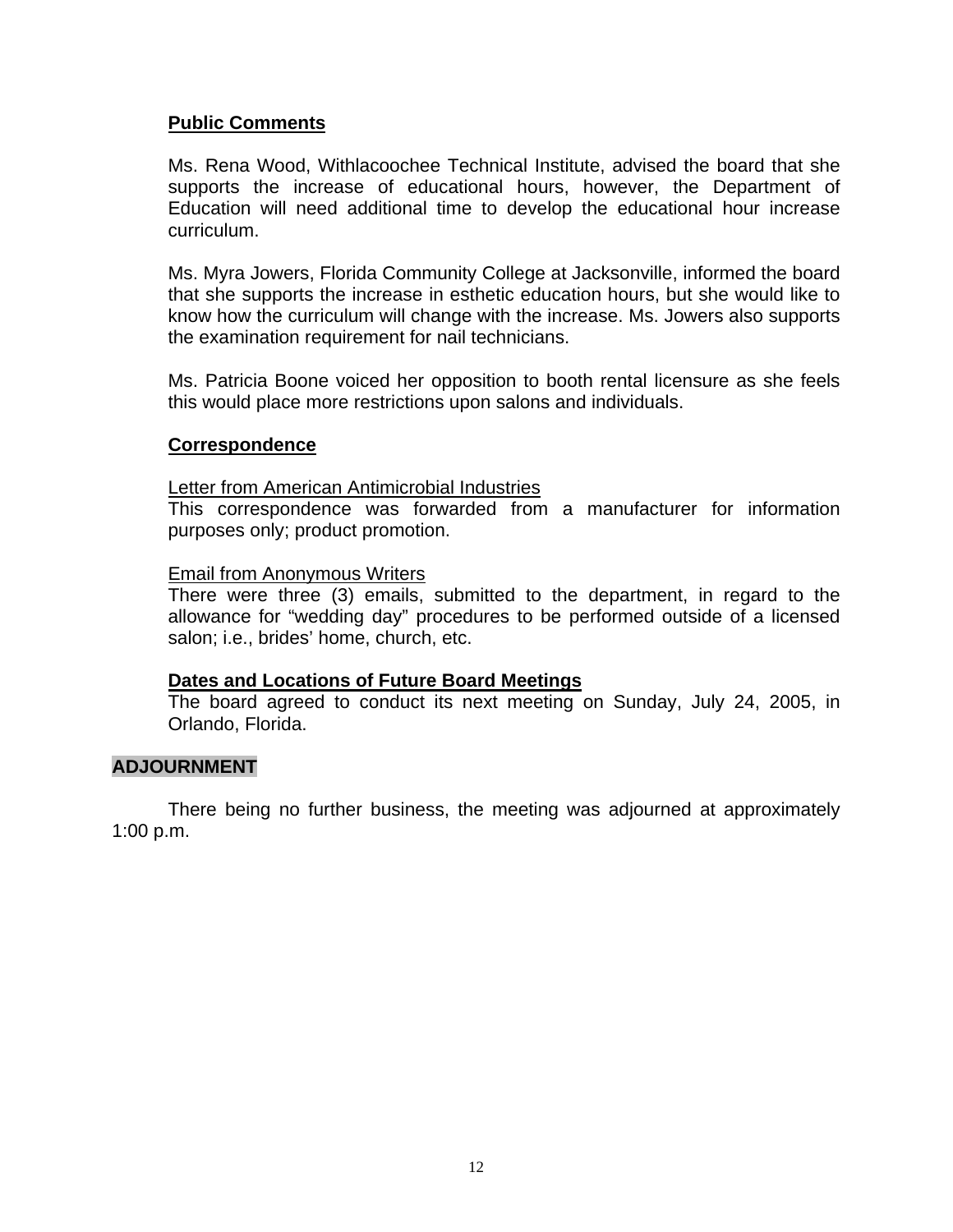### Public Comments

Ms. Rena Wood, Withlacoochee Technical Institute, advised the board that she supports the increase of educational hours, however, the Department of Education will need additional time to develop the educational hour increase curriculum.

Ms. Myra Jowers, Florida Community College at Jacksonville, informed the board that she supports the increase in esthetic education hours, but she would like to know how the curriculum will change with the increase. Ms. Jowers also supports the examination requirement for nail technicians.

Ms. Patricia Boone voiced her opposition to booth rental licensure as she feels this would place more restrictions upon salons and individuals.

### Correspondence

Letter from American Antimicrobial Industries
This correspondence was forwarded from a manufacturer for information purposes only; product promotion.

Email from Anonymous Writers
There were three (3) emails, submitted to the department, in regard to the allowance for "wedding day" procedures to be performed outside of a licensed salon; i.e., brides' home, church, etc.

### Dates and Locations of Future Board Meetings

The board agreed to conduct its next meeting on Sunday, July 24, 2005, in Orlando, Florida.

## ADJOURNMENT

There being no further business, the meeting was adjourned at approximately 1:00 p.m.